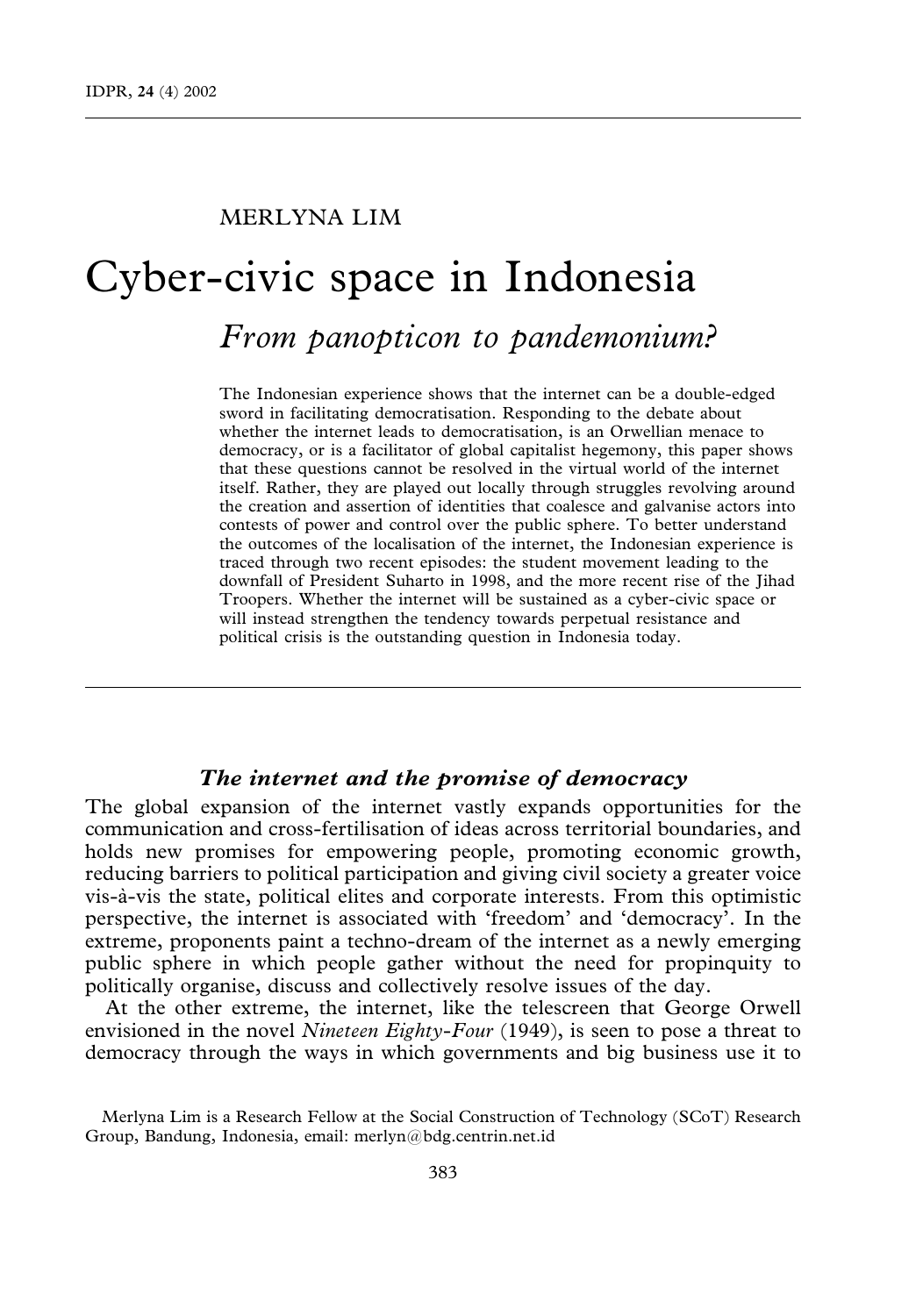MERLYNA LIM

# Cyber-civic space in Indonesia

## *From panopticon to pandemonium?*

The Indonesian experience shows that the internet can be a double-edged sword in facilitating democratisation. Responding to the debate about whether the internet leads to democratisation, is an Orwellian menace to democracy, or is a facilitator of global capitalist hegemony, this paper shows that these questions cannot be resolved in the virtual world of the internet itself. Rather, they are played out locally through struggles revolving around the creation and assertion of identities that coalesce and galvanise actors into contests of power and control over the public sphere. To better understand the outcomes of the localisation of the internet, the Indonesian experience is traced through two recent episodes: the student movement leading to the downfall of President Suharto in 1998, and the more recent rise of the Jihad Troopers. Whether the internet will be sustained as a cyber-civic space or will instead strengthen the tendency towards perpetual resistance and political crisis is the outstanding question in Indonesia today.

### *The internet and the promise of democracy*

The global expansion of the internet vastly expands opportunities for the communication and cross-fertilisation of ideas across territorial boundaries, and holds new promises for empowering people, promoting economic growth, reducing barriers to political participation and giving civil society a greater voice vis-à-vis the state, political elites and corporate interests. From this optimistic perspective, the internet is associated with 'freedom' and 'democracy'. In the extreme, proponents paint a techno-dream of the internet as a newly emerging public sphere in which people gather without the need for propinquity to politically organise, discuss and collectively resolve issues of the day.

At the other extreme, the internet, like the telescreen that George Orwell envisioned in the novel *Nineteen Eighty-Four* (1949), is seen to pose a threat to democracy through the ways in which governments and big business use it to

Merlyna Lim is a Research Fellow at the Social Construction of Technology (SCoT) Research Group, Bandung, Indonesia, email: merlyn@bdg.centrin.net.id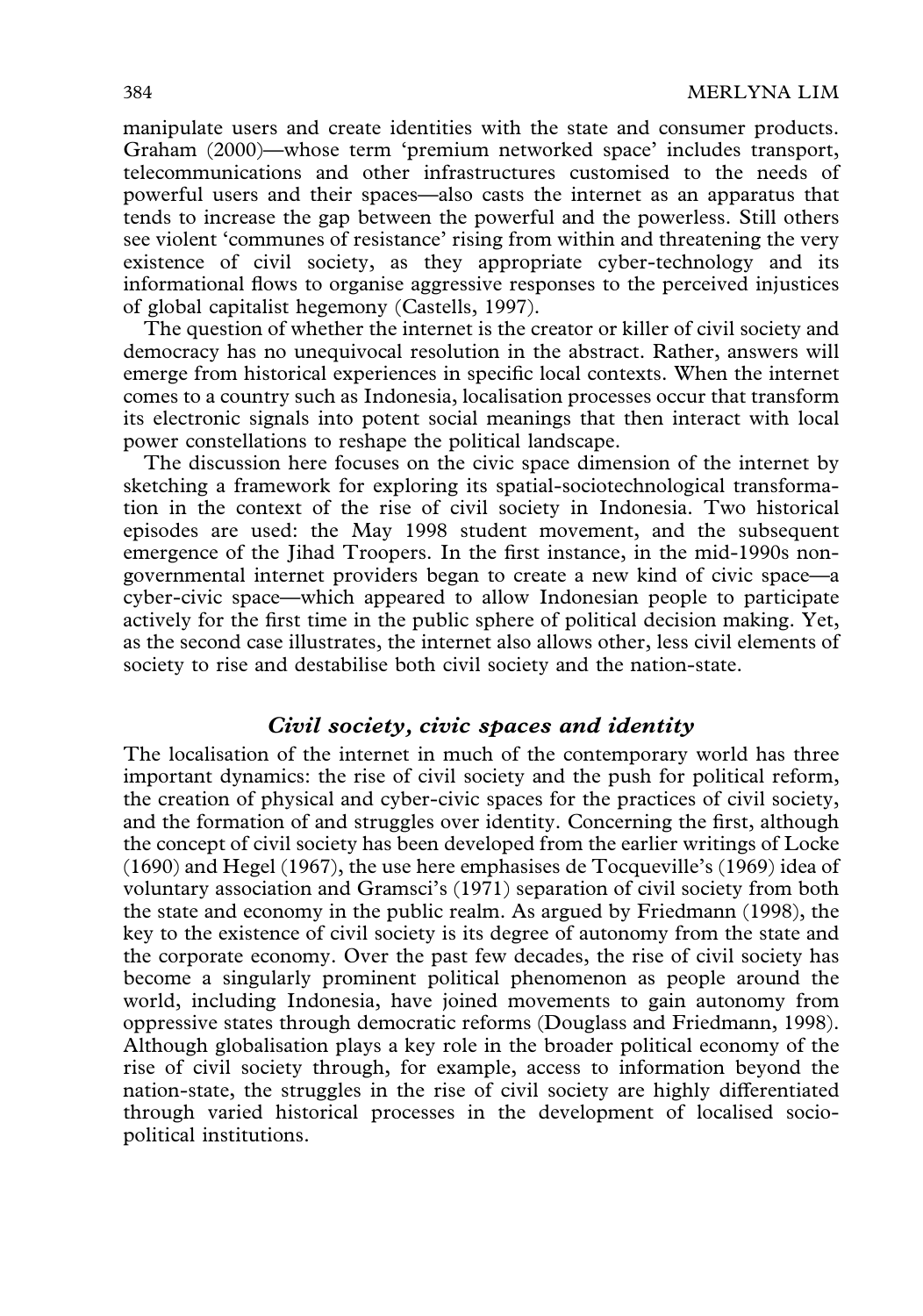manipulate users and create identities with the state and consumer products. Graham (2000)—whose term 'premium networked space' includes transport, telecommunications and other infrastructures customised to the needs of powerful users and their spaces—also casts the internet as an apparatus that tends to increase the gap between the powerful and the powerless. Still others see violent 'communes of resistance' rising from within and threatening the very existence of civil society, as they appropriate cyber-technology and its informational flows to organise aggressive responses to the perceived injustices of global capitalist hegemony (Castells, 1997).

The question of whether the internet is the creator or killer of civil society and democracy has no unequivocal resolution in the abstract. Rather, answers will emerge from historical experiences in specific local contexts. When the internet comes to a country such as Indonesia, localisation processes occur that transform its electronic signals into potent social meanings that then interact with local power constellations to reshape the political landscape.

The discussion here focuses on the civic space dimension of the internet by sketching a framework for exploring its spatial-sociotechnological transformation in the context of the rise of civil society in Indonesia. Two historical episodes are used: the May 1998 student movement, and the subsequent emergence of the Jihad Troopers. In the first instance, in the mid-1990s non-governmental internet providers began to create a new kind of civic space—a cyber-civic space—which appeared to allow Indonesian people to participate actively for the first time in the public sphere of political decision making. Yet, as the second case illustrates, the internet also allows other, less civil elements of society to rise and destabilise both civil society and the nation-state.

## *Civil society, civic spaces and identity*

The localisation of the internet in much of the contemporary world has three important dynamics: the rise of civil society and the push for political reform, the creation of physical and cyber-civic spaces for the practices of civil society, and the formation of and struggles over identity. Concerning the first, although the concept of civil society has been developed from the earlier writings of Locke (1690) and Hegel (1967), the use here emphasises de Tocqueville's (1969) idea of voluntary association and Gramsci's (1971) separation of civil society from both the state and economy in the public realm. As argued by Friedmann (1998), the key to the existence of civil society is its degree of autonomy from the state and the corporate economy. Over the past few decades, the rise of civil society has become a singularly prominent political phenomenon as people around the world, including Indonesia, have joined movements to gain autonomy from oppressive states through democratic reforms (Douglass and Friedmann, 1998). Although globalisation plays a key role in the broader political economy of the rise of civil society through, for example, access to information beyond the nation-state, the struggles in the rise of civil society are highly differentiated through varied historical processes in the development of localised socio-political institutions.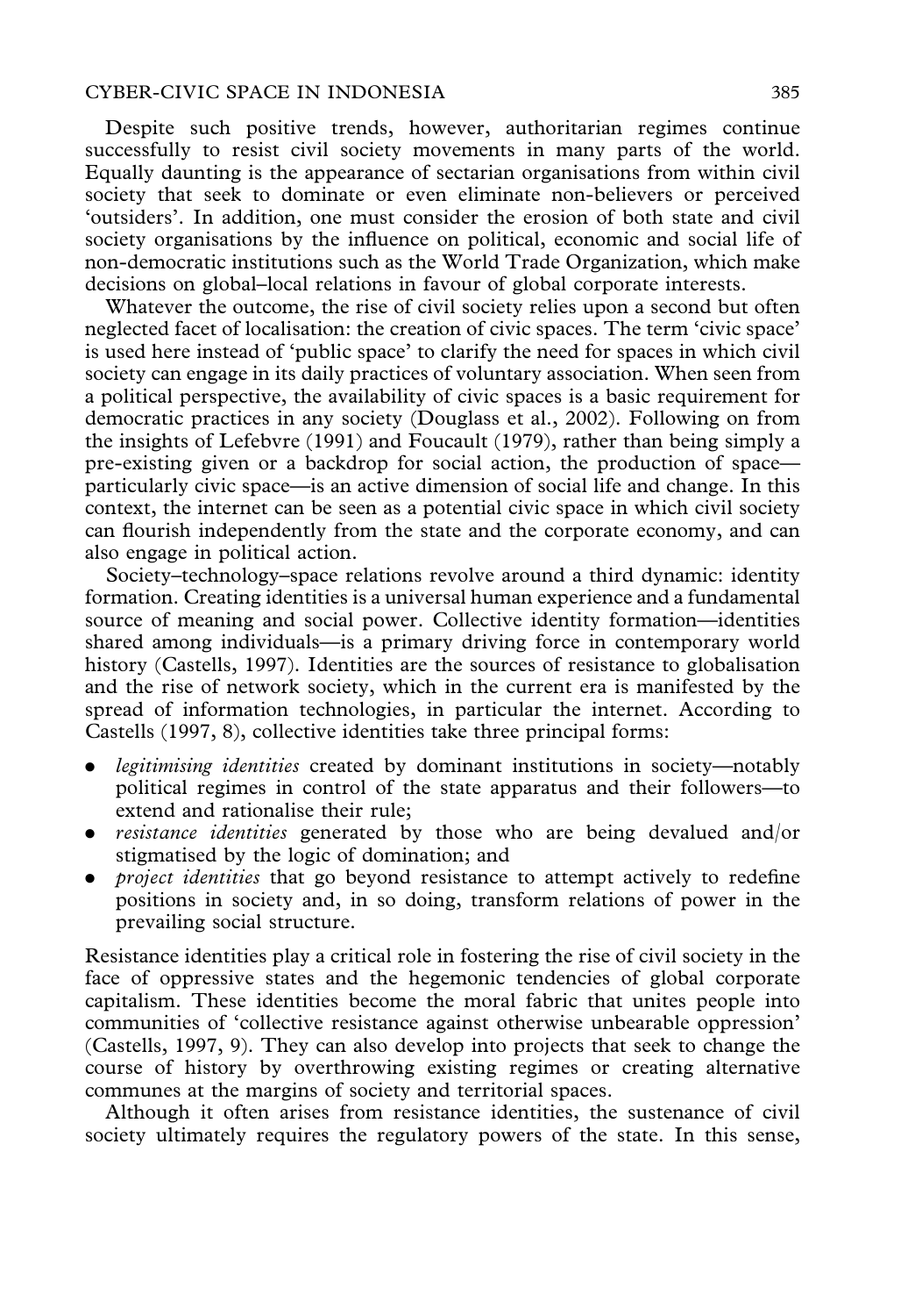Despite such positive trends, however, authoritarian regimes continue successfully to resist civil society movements in many parts of the world. Equally daunting is the appearance of sectarian organisations from within civil society that seek to dominate or even eliminate non-believers or perceived 'outsiders'. In addition, one must consider the erosion of both state and civil society organisations by the influence on political, economic and social life of non-democratic institutions such as the World Trade Organization, which make decisions on global–local relations in favour of global corporate interests.

Whatever the outcome, the rise of civil society relies upon a second but often neglected facet of localisation: the creation of civic spaces. The term 'civic space' is used here instead of 'public space' to clarify the need for spaces in which civil society can engage in its daily practices of voluntary association. When seen from a political perspective, the availability of civic spaces is a basic requirement for democratic practices in any society (Douglass et al., 2002). Following on from the insights of Lefebvre (1991) and Foucault (1979), rather than being simply a pre-existing given or a backdrop for social action, the production of space—particularly civic space—is an active dimension of social life and change. In this context, the internet can be seen as a potential civic space in which civil society can flourish independently from the state and the corporate economy, and can also engage in political action.

Society–technology–space relations revolve around a third dynamic: identity formation. Creating identities is a universal human experience and a fundamental source of meaning and social power. Collective identity formation—identities shared among individuals—is a primary driving force in contemporary world history (Castells, 1997). Identities are the sources of resistance to globalisation and the rise of network society, which in the current era is manifested by the spread of information technologies, in particular the internet. According to Castells (1997, 8), collective identities take three principal forms:

- *legitimising identities* created by dominant institutions in society—notably political regimes in control of the state apparatus and their followers—to extend and rationalise their rule;
- *resistance identities* generated by those who are being devalued and/or stigmatised by the logic of domination; and
- *project identities* that go beyond resistance to attempt actively to redefine positions in society and, in so doing, transform relations of power in the prevailing social structure.

Resistance identities play a critical role in fostering the rise of civil society in the face of oppressive states and the hegemonic tendencies of global corporate capitalism. These identities become the moral fabric that unites people into communities of 'collective resistance against otherwise unbearable oppression' (Castells, 1997, 9). They can also develop into projects that seek to change the course of history by overthrowing existing regimes or creating alternative communes at the margins of society and territorial spaces.

Although it often arises from resistance identities, the sustenance of civil society ultimately requires the regulatory powers of the state. In this sense,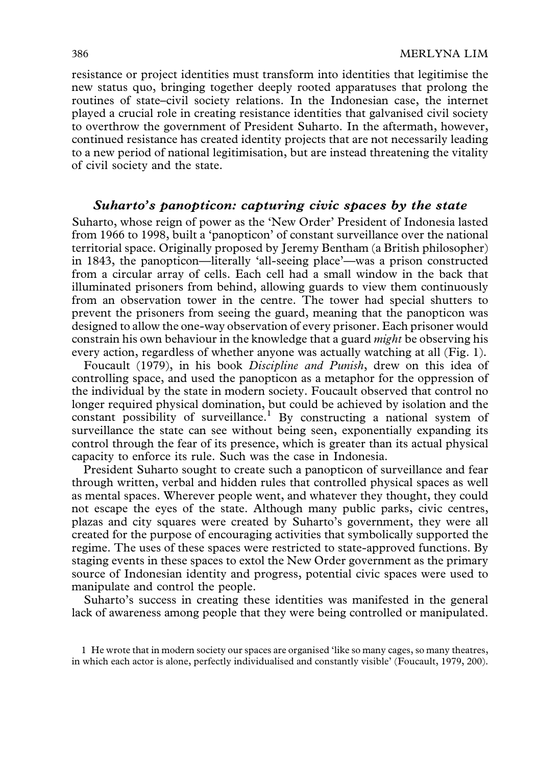resistance or project identities must transform into identities that legitimise the new status quo, bringing together deeply rooted apparatuses that prolong the routines of state–civil society relations. In the Indonesian case, the internet played a crucial role in creating resistance identities that galvanised civil society to overthrow the government of President Suharto. In the aftermath, however, continued resistance has created identity projects that are not necessarily leading to a new period of national legitimisation, but are instead threatening the vitality of civil society and the state.

## *Suharto's panopticon: capturing civic spaces by the state*

Suharto, whose reign of power as the 'New Order' President of Indonesia lasted from 1966 to 1998, built a 'panopticon' of constant surveillance over the national territorial space. Originally proposed by Jeremy Bentham (a British philosopher) in 1843, the panopticon—literally 'all-seeing place'—was a prison constructed from a circular array of cells. Each cell had a small window in the back that illuminated prisoners from behind, allowing guards to view them continuously from an observation tower in the centre. The tower had special shutters to prevent the prisoners from seeing the guard, meaning that the panopticon was designed to allow the one-way observation of every prisoner. Each prisoner would constrain his own behaviour in the knowledge that a guard *might* be observing his every action, regardless of whether anyone was actually watching at all (Fig. 1).

Foucault (1979), in his book *Discipline and Punish*, drew on this idea of controlling space, and used the panopticon as a metaphor for the oppression of the individual by the state in modern society. Foucault observed that control no longer required physical domination, but could be achieved by isolation and the constant possibility of surveillance.[1] By constructing a national system of surveillance the state can see without being seen, exponentially expanding its control through the fear of its presence, which is greater than its actual physical capacity to enforce its rule. Such was the case in Indonesia.

President Suharto sought to create such a panopticon of surveillance and fear through written, verbal and hidden rules that controlled physical spaces as well as mental spaces. Wherever people went, and whatever they thought, they could not escape the eyes of the state. Although many public parks, civic centres, plazas and city squares were created by Suharto's government, they were all created for the purpose of encouraging activities that symbolically supported the regime. The uses of these spaces were restricted to state-approved functions. By staging events in these spaces to extol the New Order government as the primary source of Indonesian identity and progress, potential civic spaces were used to manipulate and control the people.

Suharto's success in creating these identities was manifested in the general lack of awareness among people that they were being controlled or manipulated.

1 He wrote that in modern society our spaces are organised 'like so many cages, so many theatres, in which each actor is alone, perfectly individualised and constantly visible' (Foucault, 1979, 200).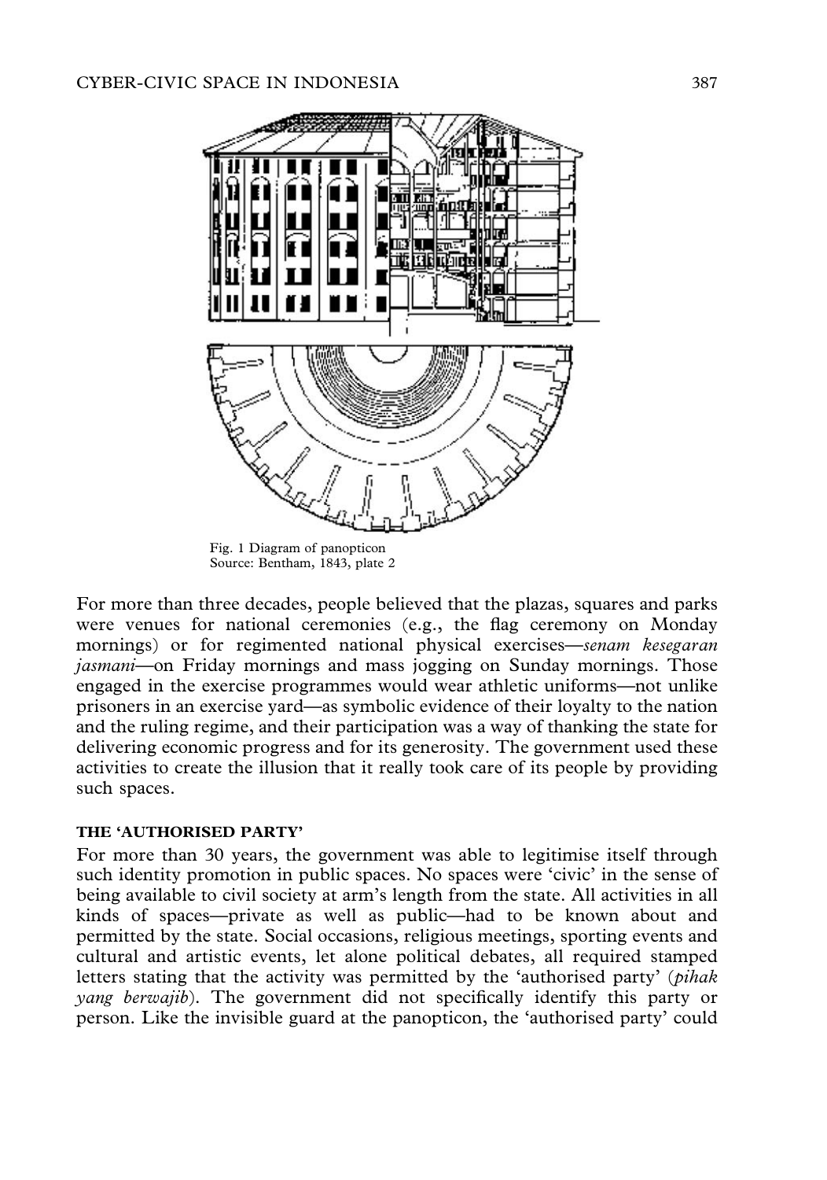Fig. 1 Diagram of panopticon
Source: Bentham, 1843, plate 2

For more than three decades, people believed that the plazas, squares and parks were venues for national ceremonies (e.g., the flag ceremony on Monday mornings) or for regimented national physical exercises—*senam kesegaran jasmani*—on Friday mornings and mass jogging on Sunday mornings. Those engaged in the exercise programmes would wear athletic uniforms—not unlike prisoners in an exercise yard—as symbolic evidence of their loyalty to the nation and the ruling regime, and their participation was a way of thanking the state for delivering economic progress and for its generosity. The government used these activities to create the illusion that it really took care of its people by providing such spaces.

#### THE 'AUTHORISED PARTY'

For more than 30 years, the government was able to legitimise itself through such identity promotion in public spaces. No spaces were 'civic' in the sense of being available to civil society at arm's length from the state. All activities in all kinds of spaces—private as well as public—had to be known about and permitted by the state. Social occasions, religious meetings, sporting events and cultural and artistic events, let alone political debates, all required stamped letters stating that the activity was permitted by the 'authorised party' (*pihak yang berwajib*). The government did not specifically identify this party or person. Like the invisible guard at the panopticon, the 'authorised party' could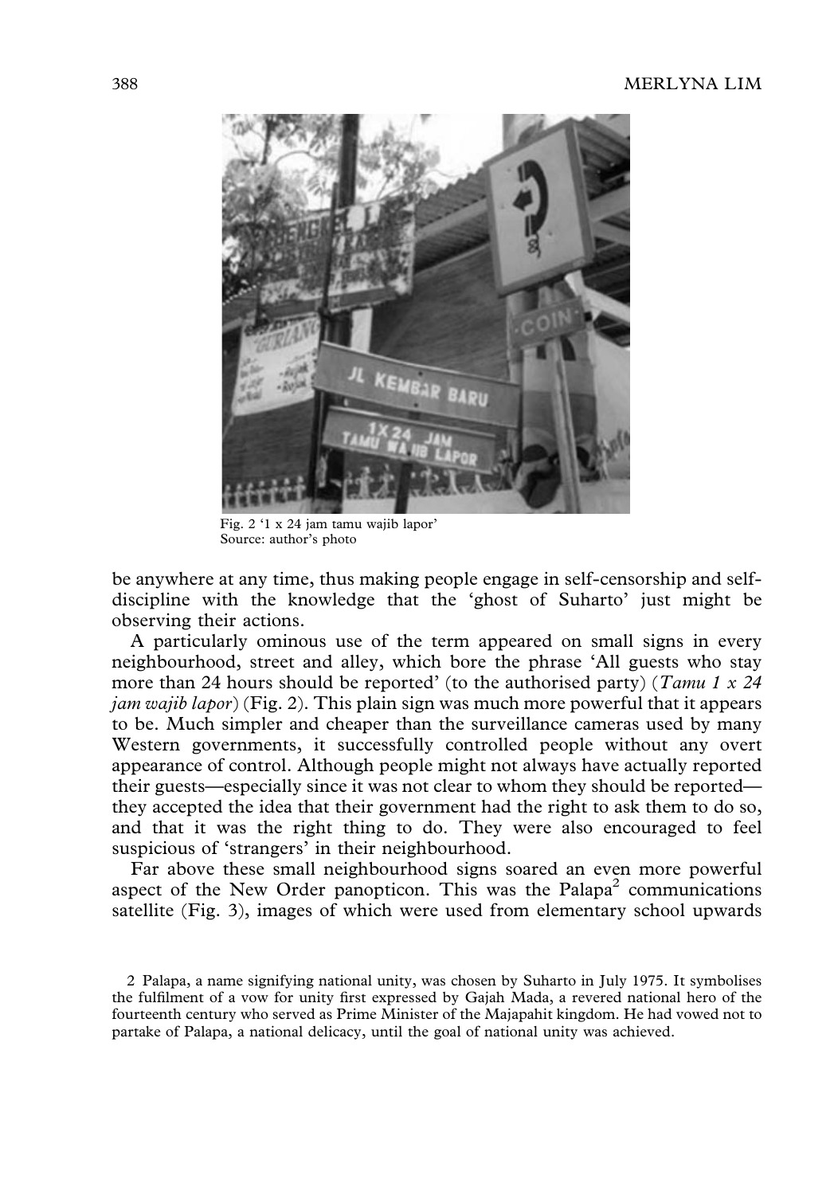Fig. 2 '1 x 24 jam tamu wajib lapor'
Source: author's photo

be anywhere at any time, thus making people engage in self-censorship and self-discipline with the knowledge that the 'ghost of Suharto' just might be observing their actions.

A particularly ominous use of the term appeared on small signs in every neighbourhood, street and alley, which bore the phrase 'All guests who stay more than 24 hours should be reported' (to the authorised party) (*Tamu 1 x 24 jam wajib lapor*) (Fig. 2). This plain sign was much more powerful that it appears to be. Much simpler and cheaper than the surveillance cameras used by many Western governments, it successfully controlled people without any overt appearance of control. Although people might not always have actually reported their guests—especially since it was not clear to whom they should be reported—they accepted the idea that their government had the right to ask them to do so, and that it was the right thing to do. They were also encouraged to feel suspicious of 'strangers' in their neighbourhood.

Far above these small neighbourhood signs soared an even more powerful aspect of the New Order panopticon. This was the Palapa[2] communications satellite (Fig. 3), images of which were used from elementary school upwards

2 Palapa, a name signifying national unity, was chosen by Suharto in July 1975. It symbolises the fulfilment of a vow for unity first expressed by Gajah Mada, a revered national hero of the fourteenth century who served as Prime Minister of the Majapahit kingdom. He had vowed not to partake of Palapa, a national delicacy, until the goal of national unity was achieved.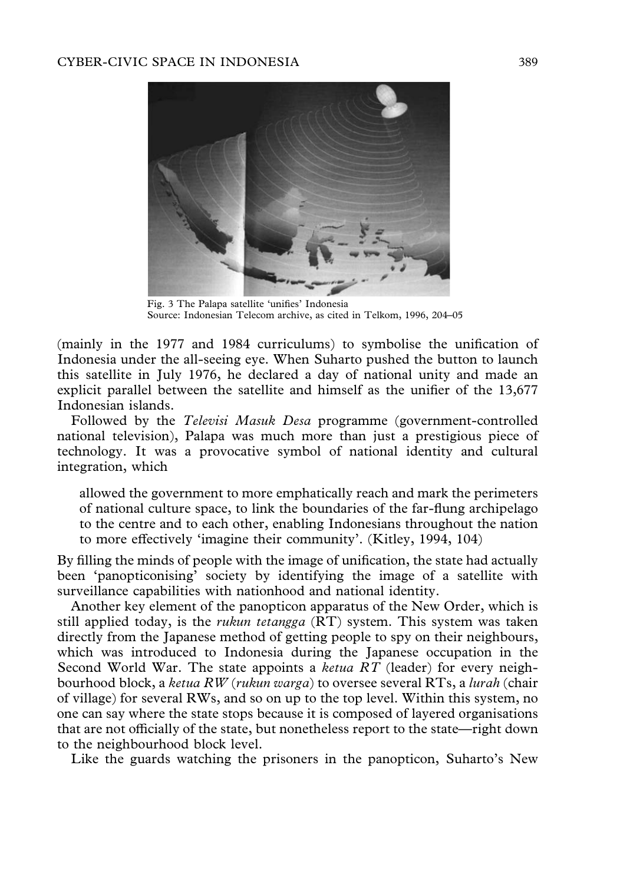Fig. 3 The Palapa satellite 'unifies' Indonesia
Source: Indonesian Telecom archive, as cited in Telkom, 1996, 204–05

(mainly in the 1977 and 1984 curriculums) to symbolise the unification of Indonesia under the all-seeing eye. When Suharto pushed the button to launch this satellite in July 1976, he declared a day of national unity and made an explicit parallel between the satellite and himself as the unifier of the 13,677 Indonesian islands.

Followed by the *Televisi Masuk Desa* programme (government-controlled national television), Palapa was much more than just a prestigious piece of technology. It was a provocative symbol of national identity and cultural integration, which

> allowed the government to more emphatically reach and mark the perimeters of national culture space, to link the boundaries of the far-flung archipelago to the centre and to each other, enabling Indonesians throughout the nation to more effectively 'imagine their community'. (Kitley, 1994, 104)

By filling the minds of people with the image of unification, the state had actually been 'panopticonising' society by identifying the image of a satellite with surveillance capabilities with nationhood and national identity.

Another key element of the panopticon apparatus of the New Order, which is still applied today, is the *rukun tetangga* (RT) system. This system was taken directly from the Japanese method of getting people to spy on their neighbours, which was introduced to Indonesia during the Japanese occupation in the Second World War. The state appoints a *ketua RT* (leader) for every neighbourhood block, a *ketua RW* (*rukun warga*) to oversee several RTs, a *lurah* (chair of village) for several RWs, and so on up to the top level. Within this system, no one can say where the state stops because it is composed of layered organisations that are not officially of the state, but nonetheless report to the state—right down to the neighbourhood block level.

Like the guards watching the prisoners in the panopticon, Suharto's New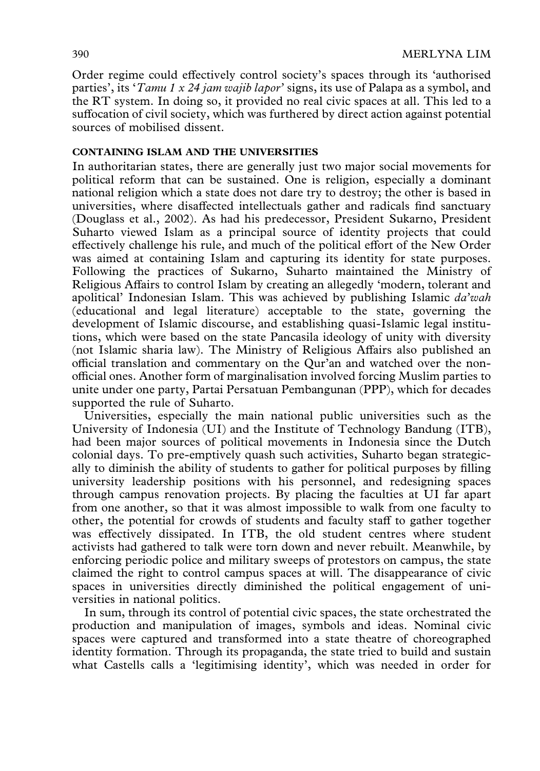Order regime could effectively control society's spaces through its 'authorised parties', its '*Tamu 1 x 24 jam wajib lapor*' signs, its use of Palapa as a symbol, and the RT system. In doing so, it provided no real civic spaces at all. This led to a suffocation of civil society, which was furthered by direct action against potential sources of mobilised dissent.

## CONTAINING ISLAM AND THE UNIVERSITIES

In authoritarian states, there are generally just two major social movements for political reform that can be sustained. One is religion, especially a dominant national religion which a state does not dare try to destroy; the other is based in universities, where disaffected intellectuals gather and radicals find sanctuary (Douglass et al., 2002). As had his predecessor, President Sukarno, President Suharto viewed Islam as a principal source of identity projects that could effectively challenge his rule, and much of the political effort of the New Order was aimed at containing Islam and capturing its identity for state purposes. Following the practices of Sukarno, Suharto maintained the Ministry of Religious Affairs to control Islam by creating an allegedly 'modern, tolerant and apolitical' Indonesian Islam. This was achieved by publishing Islamic *da'wah* (educational and legal literature) acceptable to the state, governing the development of Islamic discourse, and establishing quasi-Islamic legal institutions, which were based on the state Pancasila ideology of unity with diversity (not Islamic sharia law). The Ministry of Religious Affairs also published an official translation and commentary on the Qur'an and watched over the non-official ones. Another form of marginalisation involved forcing Muslim parties to unite under one party, Partai Persatuan Pembangunan (PPP), which for decades supported the rule of Suharto.

Universities, especially the main national public universities such as the University of Indonesia (UI) and the Institute of Technology Bandung (ITB), had been major sources of political movements in Indonesia since the Dutch colonial days. To pre-emptively quash such activities, Suharto began strategically to diminish the ability of students to gather for political purposes by filling university leadership positions with his personnel, and redesigning spaces through campus renovation projects. By placing the faculties at UI far apart from one another, so that it was almost impossible to walk from one faculty to other, the potential for crowds of students and faculty staff to gather together was effectively dissipated. In ITB, the old student centres where student activists had gathered to talk were torn down and never rebuilt. Meanwhile, by enforcing periodic police and military sweeps of protestors on campus, the state claimed the right to control campus spaces at will. The disappearance of civic spaces in universities directly diminished the political engagement of universities in national politics.

In sum, through its control of potential civic spaces, the state orchestrated the production and manipulation of images, symbols and ideas. Nominal civic spaces were captured and transformed into a state theatre of choreographed identity formation. Through its propaganda, the state tried to build and sustain what Castells calls a 'legitimising identity', which was needed in order for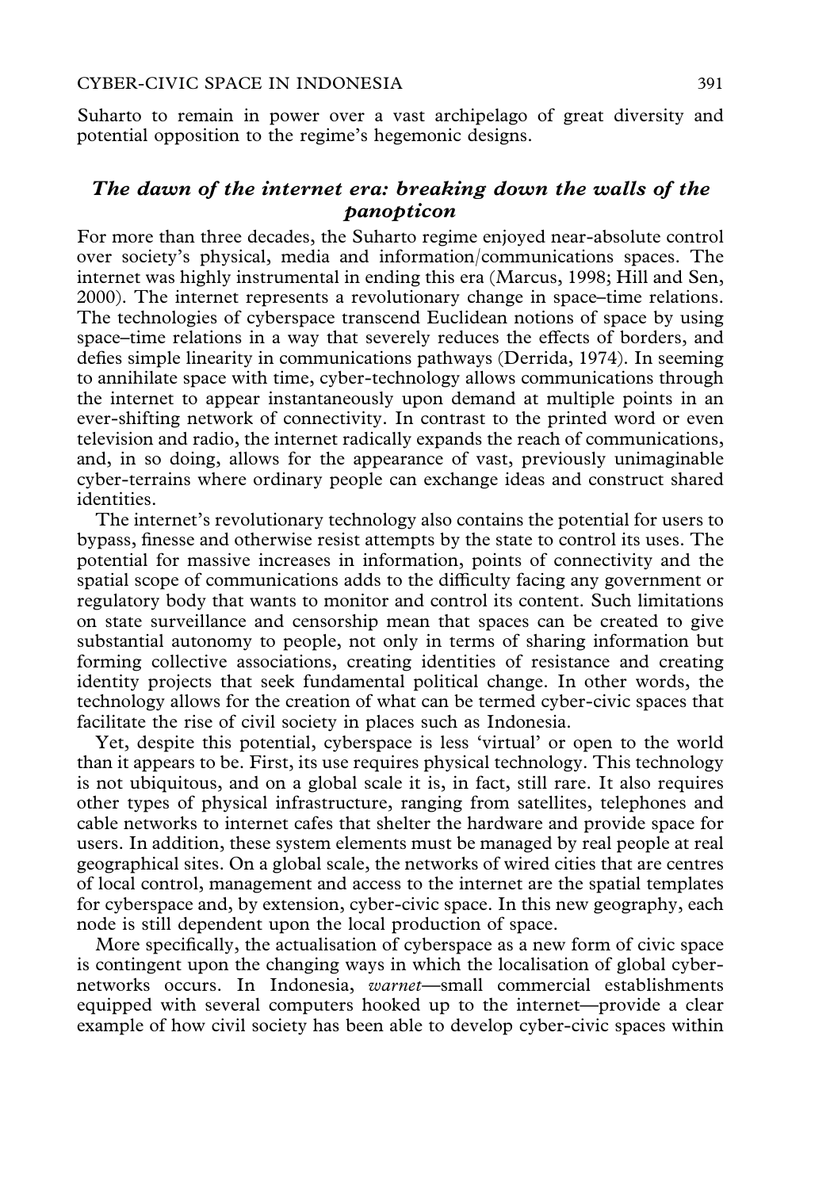Suharto to remain in power over a vast archipelago of great diversity and potential opposition to the regime's hegemonic designs.

## *The dawn of the internet era: breaking down the walls of the panopticon*

For more than three decades, the Suharto regime enjoyed near-absolute control over society's physical, media and information/communications spaces. The internet was highly instrumental in ending this era (Marcus, 1998; Hill and Sen, 2000). The internet represents a revolutionary change in space–time relations. The technologies of cyberspace transcend Euclidean notions of space by using space–time relations in a way that severely reduces the effects of borders, and defies simple linearity in communications pathways (Derrida, 1974). In seeming to annihilate space with time, cyber-technology allows communications through the internet to appear instantaneously upon demand at multiple points in an ever-shifting network of connectivity. In contrast to the printed word or even television and radio, the internet radically expands the reach of communications, and, in so doing, allows for the appearance of vast, previously unimaginable cyber-terrains where ordinary people can exchange ideas and construct shared identities.

The internet's revolutionary technology also contains the potential for users to bypass, finesse and otherwise resist attempts by the state to control its uses. The potential for massive increases in information, points of connectivity and the spatial scope of communications adds to the difficulty facing any government or regulatory body that wants to monitor and control its content. Such limitations on state surveillance and censorship mean that spaces can be created to give substantial autonomy to people, not only in terms of sharing information but forming collective associations, creating identities of resistance and creating identity projects that seek fundamental political change. In other words, the technology allows for the creation of what can be termed cyber-civic spaces that facilitate the rise of civil society in places such as Indonesia.

Yet, despite this potential, cyberspace is less 'virtual' or open to the world than it appears to be. First, its use requires physical technology. This technology is not ubiquitous, and on a global scale it is, in fact, still rare. It also requires other types of physical infrastructure, ranging from satellites, telephones and cable networks to internet cafes that shelter the hardware and provide space for users. In addition, these system elements must be managed by real people at real geographical sites. On a global scale, the networks of wired cities that are centres of local control, management and access to the internet are the spatial templates for cyberspace and, by extension, cyber-civic space. In this new geography, each node is still dependent upon the local production of space.

More specifically, the actualisation of cyberspace as a new form of civic space is contingent upon the changing ways in which the localisation of global cyber-networks occurs. In Indonesia, *warnet*—small commercial establishments equipped with several computers hooked up to the internet—provide a clear example of how civil society has been able to develop cyber-civic spaces within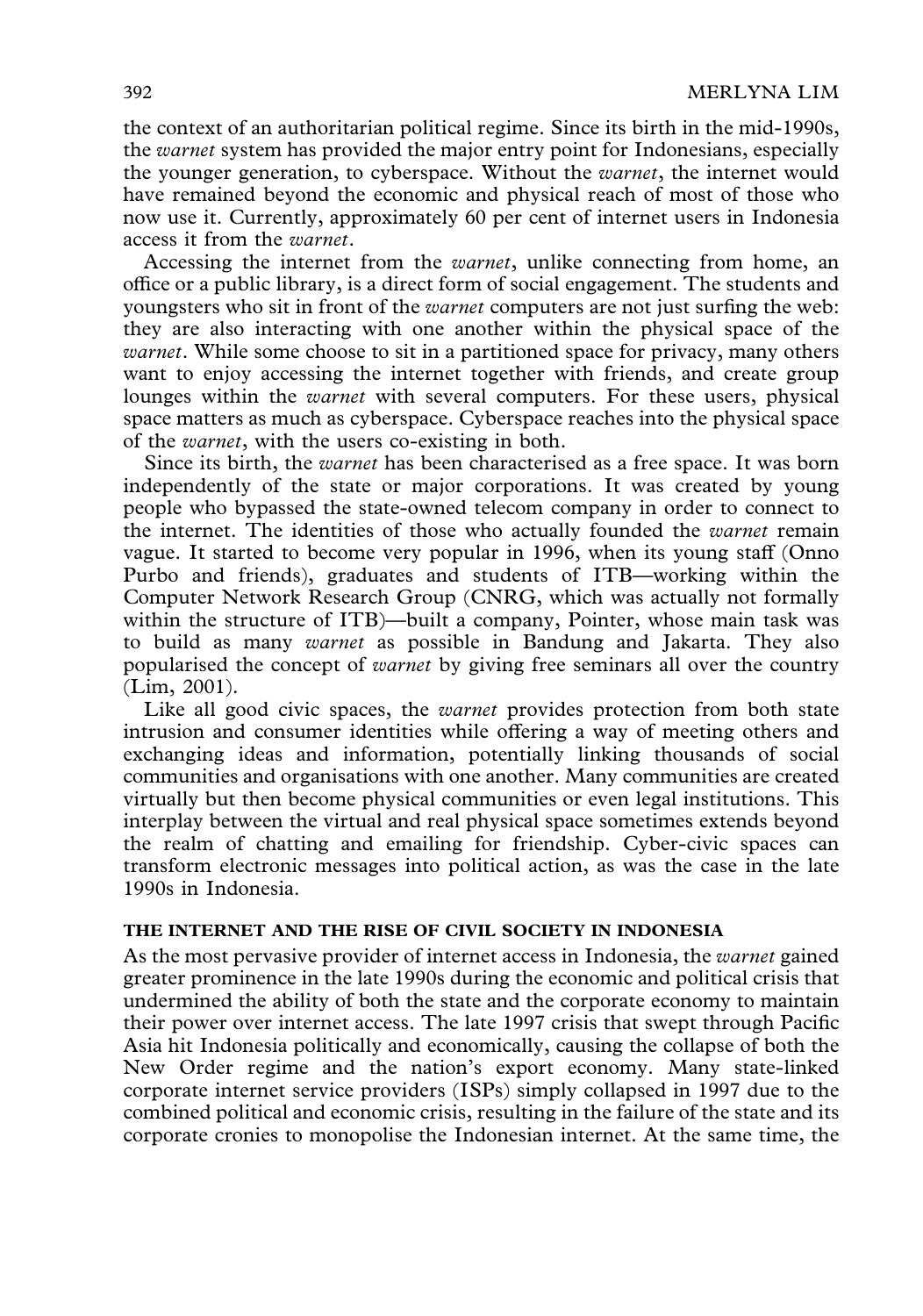the context of an authoritarian political regime. Since its birth in the mid-1990s, the *warnet* system has provided the major entry point for Indonesians, especially the younger generation, to cyberspace. Without the *warnet*, the internet would have remained beyond the economic and physical reach of most of those who now use it. Currently, approximately 60 per cent of internet users in Indonesia access it from the *warnet*.

Accessing the internet from the *warnet*, unlike connecting from home, an office or a public library, is a direct form of social engagement. The students and youngsters who sit in front of the *warnet* computers are not just surfing the web: they are also interacting with one another within the physical space of the *warnet*. While some choose to sit in a partitioned space for privacy, many others want to enjoy accessing the internet together with friends, and create group lounges within the *warnet* with several computers. For these users, physical space matters as much as cyberspace. Cyberspace reaches into the physical space of the *warnet*, with the users co-existing in both.

Since its birth, the *warnet* has been characterised as a free space. It was born independently of the state or major corporations. It was created by young people who bypassed the state-owned telecom company in order to connect to the internet. The identities of those who actually founded the *warnet* remain vague. It started to become very popular in 1996, when its young staff (Onno Purbo and friends), graduates and students of ITB—working within the Computer Network Research Group (CNRG, which was actually not formally within the structure of ITB)—built a company, Pointer, whose main task was to build as many *warnet* as possible in Bandung and Jakarta. They also popularised the concept of *warnet* by giving free seminars all over the country (Lim, 2001).

Like all good civic spaces, the *warnet* provides protection from both state intrusion and consumer identities while offering a way of meeting others and exchanging ideas and information, potentially linking thousands of social communities and organisations with one another. Many communities are created virtually but then become physical communities or even legal institutions. This interplay between the virtual and real physical space sometimes extends beyond the realm of chatting and emailing for friendship. Cyber-civic spaces can transform electronic messages into political action, as was the case in the late 1990s in Indonesia.

## THE INTERNET AND THE RISE OF CIVIL SOCIETY IN INDONESIA

As the most pervasive provider of internet access in Indonesia, the *warnet* gained greater prominence in the late 1990s during the economic and political crisis that undermined the ability of both the state and the corporate economy to maintain their power over internet access. The late 1997 crisis that swept through Pacific Asia hit Indonesia politically and economically, causing the collapse of both the New Order regime and the nation's export economy. Many state-linked corporate internet service providers (ISPs) simply collapsed in 1997 due to the combined political and economic crisis, resulting in the failure of the state and its corporate cronies to monopolise the Indonesian internet. At the same time, the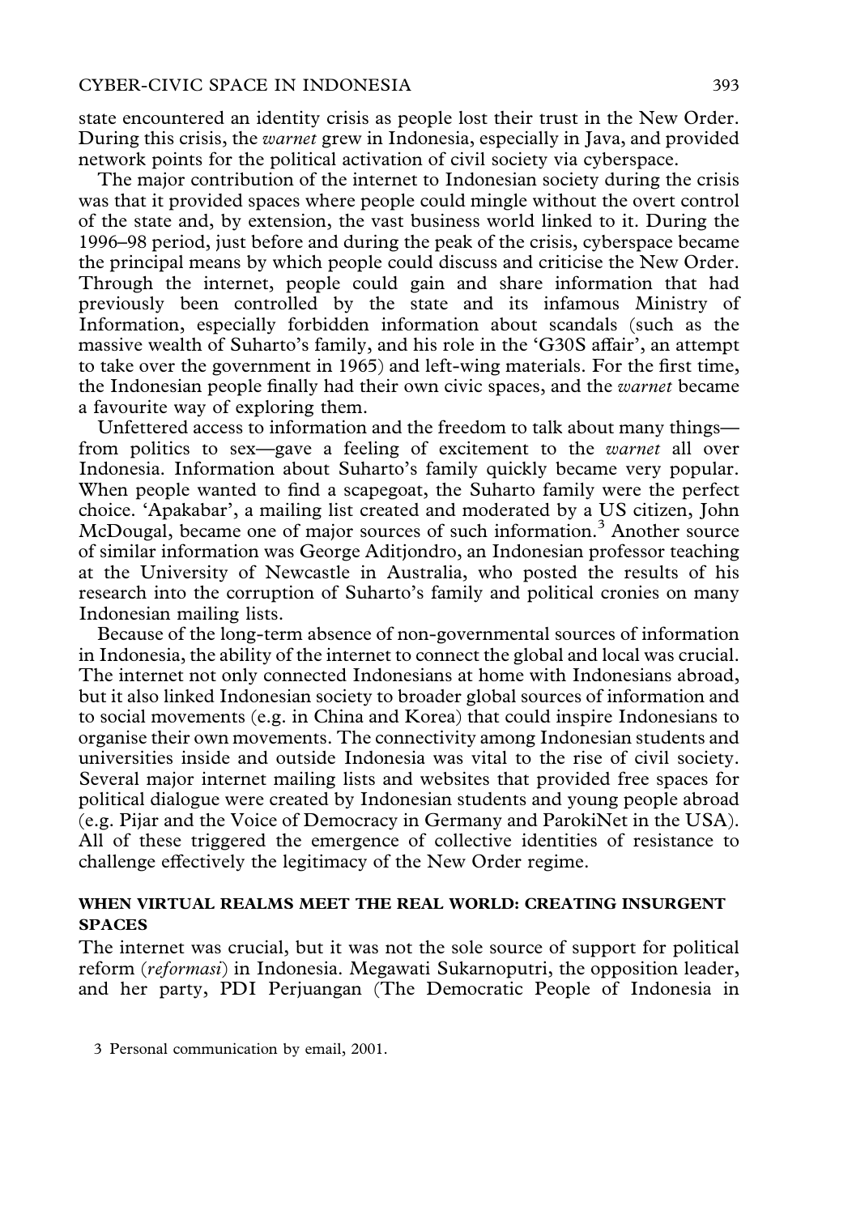state encountered an identity crisis as people lost their trust in the New Order. During this crisis, the *warnet* grew in Indonesia, especially in Java, and provided network points for the political activation of civil society via cyberspace.

The major contribution of the internet to Indonesian society during the crisis was that it provided spaces where people could mingle without the overt control of the state and, by extension, the vast business world linked to it. During the 1996–98 period, just before and during the peak of the crisis, cyberspace became the principal means by which people could discuss and criticise the New Order. Through the internet, people could gain and share information that had previously been controlled by the state and its infamous Ministry of Information, especially forbidden information about scandals (such as the massive wealth of Suharto's family, and his role in the 'G30S affair', an attempt to take over the government in 1965) and left-wing materials. For the first time, the Indonesian people finally had their own civic spaces, and the *warnet* became a favourite way of exploring them.

Unfettered access to information and the freedom to talk about many things—from politics to sex—gave a feeling of excitement to the *warnet* all over Indonesia. Information about Suharto's family quickly became very popular. When people wanted to find a scapegoat, the Suharto family were the perfect choice. 'Apakabar', a mailing list created and moderated by a US citizen, John McDougal, became one of major sources of such information.[3] Another source of similar information was George Aditjondro, an Indonesian professor teaching at the University of Newcastle in Australia, who posted the results of his research into the corruption of Suharto's family and political cronies on many Indonesian mailing lists.

Because of the long-term absence of non-governmental sources of information in Indonesia, the ability of the internet to connect the global and local was crucial. The internet not only connected Indonesians at home with Indonesians abroad, but it also linked Indonesian society to broader global sources of information and to social movements (e.g. in China and Korea) that could inspire Indonesians to organise their own movements. The connectivity among Indonesian students and universities inside and outside Indonesia was vital to the rise of civil society. Several major internet mailing lists and websites that provided free spaces for political dialogue were created by Indonesian students and young people abroad (e.g. Pijar and the Voice of Democracy in Germany and ParokiNet in the USA). All of these triggered the emergence of collective identities of resistance to challenge effectively the legitimacy of the New Order regime.

## WHEN VIRTUAL REALMS MEET THE REAL WORLD: CREATING INSURGENT SPACES

The internet was crucial, but it was not the sole source of support for political reform (*reformasi*) in Indonesia. Megawati Sukarnoputri, the opposition leader, and her party, PDI Perjuangan (The Democratic People of Indonesia in

3 Personal communication by email, 2001.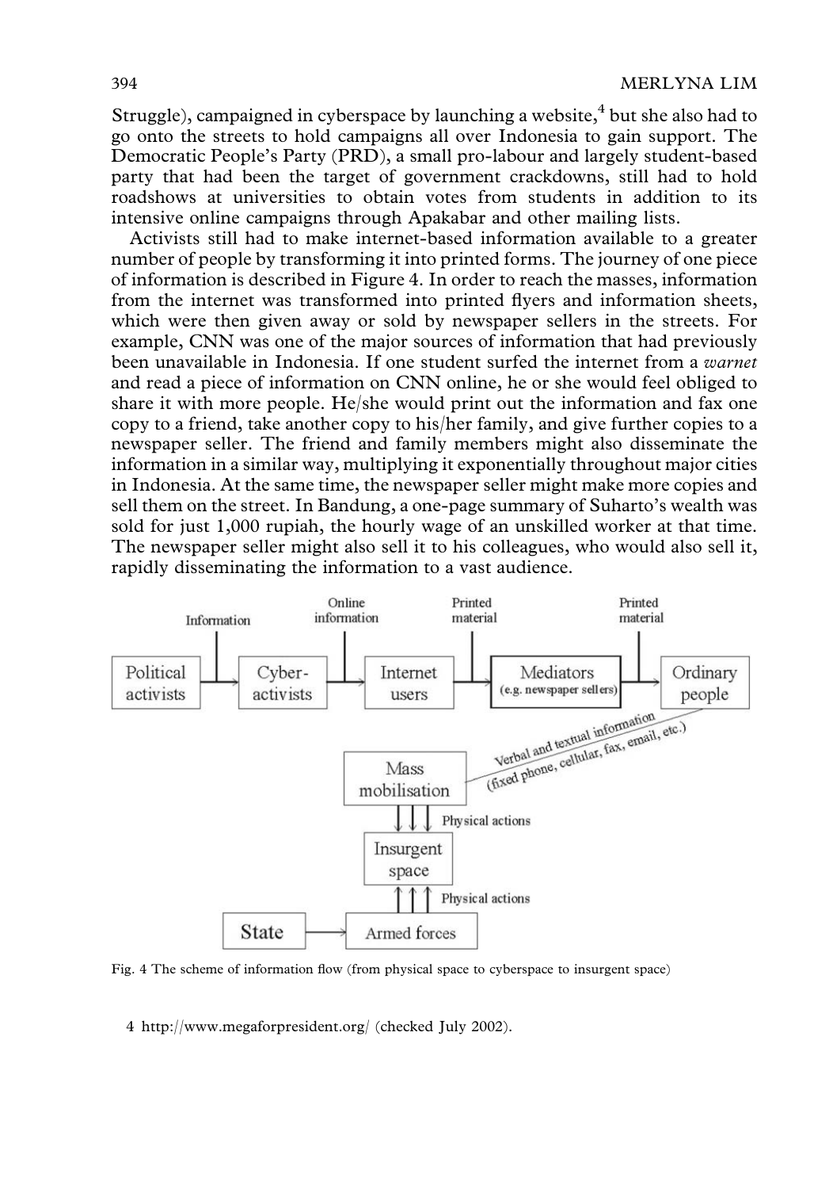Struggle), campaigned in cyberspace by launching a website,[4] but she also had to go onto the streets to hold campaigns all over Indonesia to gain support. The Democratic People's Party (PRD), a small pro-labour and largely student-based party that had been the target of government crackdowns, still had to hold roadshows at universities to obtain votes from students in addition to its intensive online campaigns through Apakabar and other mailing lists.

Activists still had to make internet-based information available to a greater number of people by transforming it into printed forms. The journey of one piece of information is described in Figure 4. In order to reach the masses, information from the internet was transformed into printed flyers and information sheets, which were then given away or sold by newspaper sellers in the streets. For example, CNN was one of the major sources of information that had previously been unavailable in Indonesia. If one student surfed the internet from a *warnet* and read a piece of information on CNN online, he or she would feel obliged to share it with more people. He/she would print out the information and fax one copy to a friend, take another copy to his/her family, and give further copies to a newspaper seller. The friend and family members might also disseminate the information in a similar way, multiplying it exponentially throughout major cities in Indonesia. At the same time, the newspaper seller might make more copies and sell them on the street. In Bandung, a one-page summary of Suharto's wealth was sold for just 1,000 rupiah, the hourly wage of an unskilled worker at that time. The newspaper seller might also sell it to his colleagues, who would also sell it, rapidly disseminating the information to a vast audience.

Political activists → (Information) → Cyber-activists → (Online information) → Internet users → (Printed material) → Mediators (e.g. newspaper sellers) → (Printed material) → Ordinary people

Ordinary people — Verbal and textual information (fixed phone, cellular, fax, email, etc.) — Mass mobilisation

Mass mobilisation → (Physical actions) → Insurgent space

State → Armed forces → (Physical actions) → Insurgent space

Fig. 4 The scheme of information flow (from physical space to cyberspace to insurgent space)

4 http://www.megaforpresident.org/ (checked July 2002).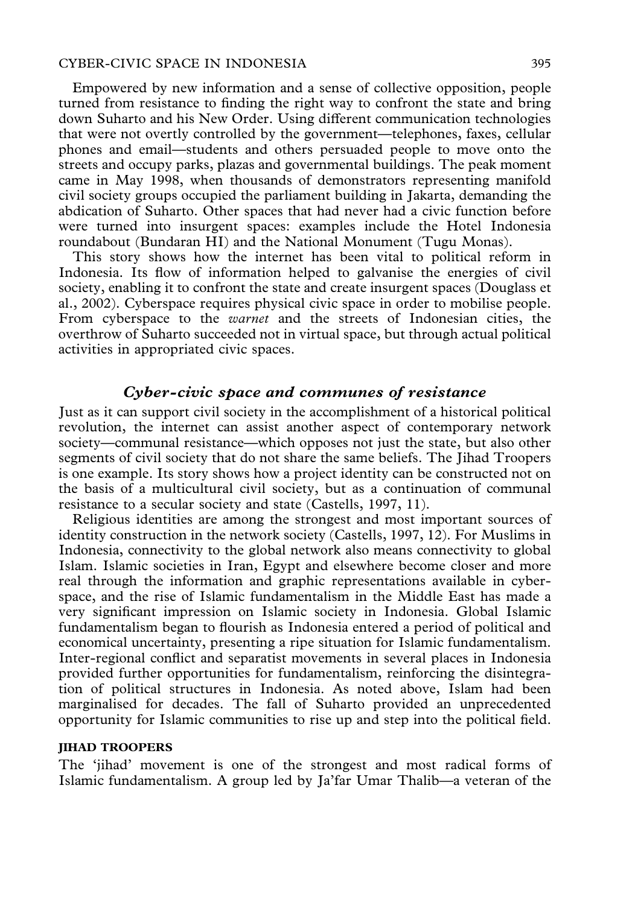Empowered by new information and a sense of collective opposition, people turned from resistance to finding the right way to confront the state and bring down Suharto and his New Order. Using different communication technologies that were not overtly controlled by the government—telephones, faxes, cellular phones and email—students and others persuaded people to move onto the streets and occupy parks, plazas and governmental buildings. The peak moment came in May 1998, when thousands of demonstrators representing manifold civil society groups occupied the parliament building in Jakarta, demanding the abdication of Suharto. Other spaces that had never had a civic function before were turned into insurgent spaces: examples include the Hotel Indonesia roundabout (Bundaran HI) and the National Monument (Tugu Monas).

This story shows how the internet has been vital to political reform in Indonesia. Its flow of information helped to galvanise the energies of civil society, enabling it to confront the state and create insurgent spaces (Douglass et al., 2002). Cyberspace requires physical civic space in order to mobilise people. From cyberspace to the *warnet* and the streets of Indonesian cities, the overthrow of Suharto succeeded not in virtual space, but through actual political activities in appropriated civic spaces.

## *Cyber-civic space and communes of resistance*

Just as it can support civil society in the accomplishment of a historical political revolution, the internet can assist another aspect of contemporary network society—communal resistance—which opposes not just the state, but also other segments of civil society that do not share the same beliefs. The Jihad Troopers is one example. Its story shows how a project identity can be constructed not on the basis of a multicultural civil society, but as a continuation of communal resistance to a secular society and state (Castells, 1997, 11).

Religious identities are among the strongest and most important sources of identity construction in the network society (Castells, 1997, 12). For Muslims in Indonesia, connectivity to the global network also means connectivity to global Islam. Islamic societies in Iran, Egypt and elsewhere become closer and more real through the information and graphic representations available in cyberspace, and the rise of Islamic fundamentalism in the Middle East has made a very significant impression on Islamic society in Indonesia. Global Islamic fundamentalism began to flourish as Indonesia entered a period of political and economical uncertainty, presenting a ripe situation for Islamic fundamentalism. Inter-regional conflict and separatist movements in several places in Indonesia provided further opportunities for fundamentalism, reinforcing the disintegration of political structures in Indonesia. As noted above, Islam had been marginalised for decades. The fall of Suharto provided an unprecedented opportunity for Islamic communities to rise up and step into the political field.

### JIHAD TROOPERS

The 'jihad' movement is one of the strongest and most radical forms of Islamic fundamentalism. A group led by Ja'far Umar Thalib—a veteran of the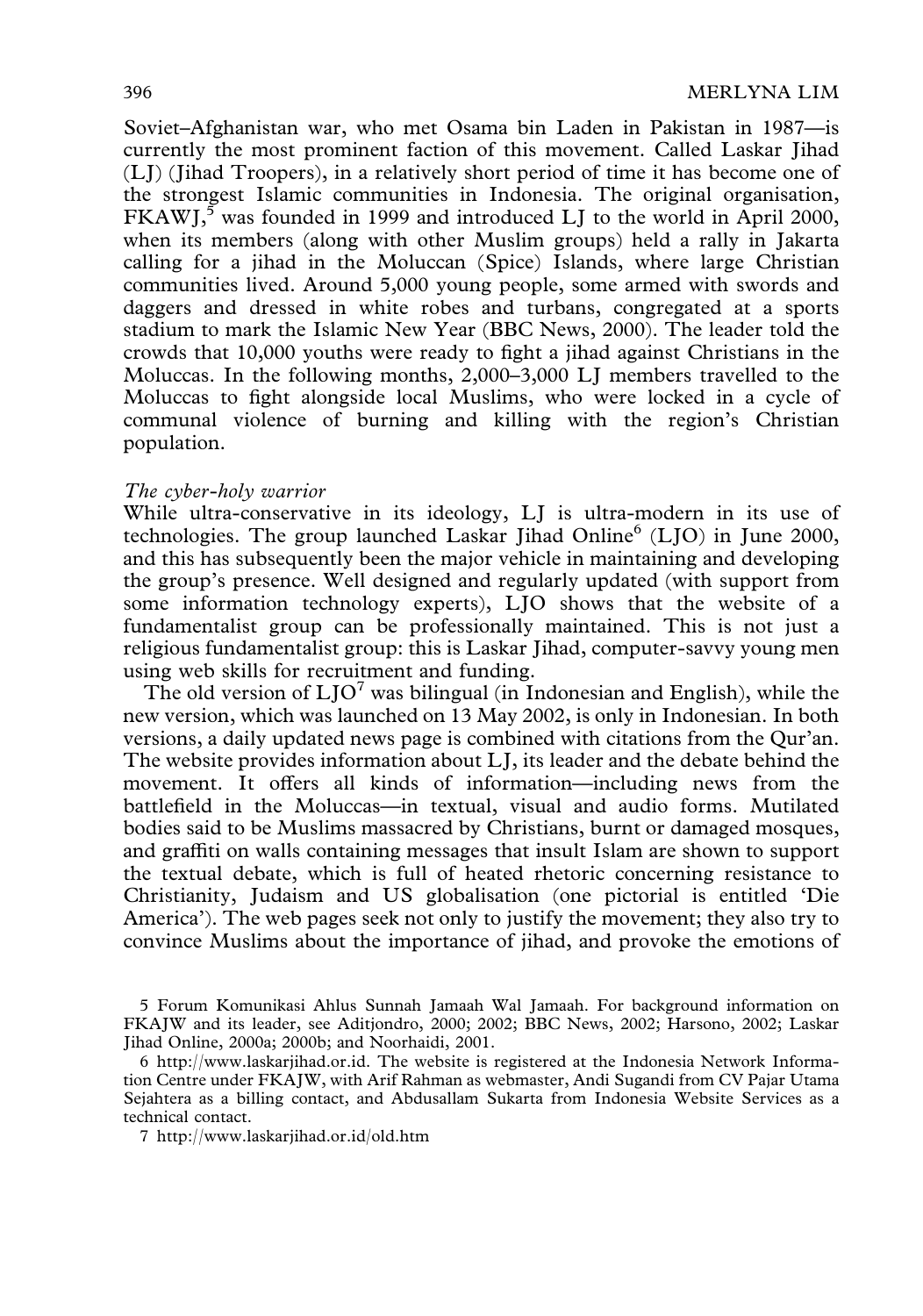Soviet–Afghanistan war, who met Osama bin Laden in Pakistan in 1987—is currently the most prominent faction of this movement. Called Laskar Jihad (LJ) (Jihad Troopers), in a relatively short period of time it has become one of the strongest Islamic communities in Indonesia. The original organisation, FKAWJ,[5] was founded in 1999 and introduced LJ to the world in April 2000, when its members (along with other Muslim groups) held a rally in Jakarta calling for a jihad in the Moluccan (Spice) Islands, where large Christian communities lived. Around 5,000 young people, some armed with swords and daggers and dressed in white robes and turbans, congregated at a sports stadium to mark the Islamic New Year (BBC News, 2000). The leader told the crowds that 10,000 youths were ready to fight a jihad against Christians in the Moluccas. In the following months, 2,000–3,000 LJ members travelled to the Moluccas to fight alongside local Muslims, who were locked in a cycle of communal violence of burning and killing with the region's Christian population.

*The cyber-holy warrior*

While ultra-conservative in its ideology, LJ is ultra-modern in its use of technologies. The group launched Laskar Jihad Online[6] (LJO) in June 2000, and this has subsequently been the major vehicle in maintaining and developing the group's presence. Well designed and regularly updated (with support from some information technology experts), LJO shows that the website of a fundamentalist group can be professionally maintained. This is not just a religious fundamentalist group: this is Laskar Jihad, computer-savvy young men using web skills for recruitment and funding.

The old version of LJO[7] was bilingual (in Indonesian and English), while the new version, which was launched on 13 May 2002, is only in Indonesian. In both versions, a daily updated news page is combined with citations from the Qur'an. The website provides information about LJ, its leader and the debate behind the movement. It offers all kinds of information—including news from the battlefield in the Moluccas—in textual, visual and audio forms. Mutilated bodies said to be Muslims massacred by Christians, burnt or damaged mosques, and graffiti on walls containing messages that insult Islam are shown to support the textual debate, which is full of heated rhetoric concerning resistance to Christianity, Judaism and US globalisation (one pictorial is entitled 'Die America'). The web pages seek not only to justify the movement; they also try to convince Muslims about the importance of jihad, and provoke the emotions of

5 Forum Komunikasi Ahlus Sunnah Jamaah Wal Jamaah. For background information on FKAJW and its leader, see Aditjondro, 2000; 2002; BBC News, 2002; Harsono, 2002; Laskar Jihad Online, 2000a; 2000b; and Noorhaidi, 2001.

6 http://www.laskarjihad.or.id. The website is registered at the Indonesia Network Information Centre under FKAJW, with Arif Rahman as webmaster, Andi Sugandi from CV Pajar Utama Sejahtera as a billing contact, and Abdusallam Sukarta from Indonesia Website Services as a technical contact.

7 http://www.laskarjihad.or.id/old.htm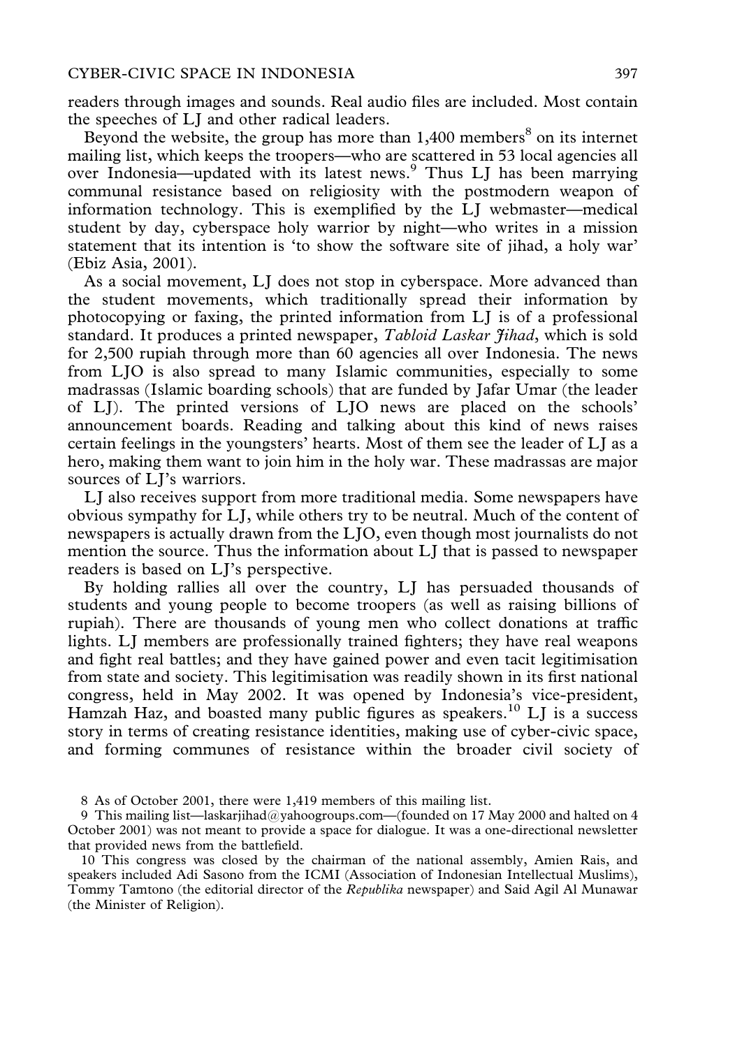readers through images and sounds. Real audio files are included. Most contain the speeches of LJ and other radical leaders.

Beyond the website, the group has more than 1,400 members[8] on its internet mailing list, which keeps the troopers—who are scattered in 53 local agencies all over Indonesia—updated with its latest news.[9] Thus LJ has been marrying communal resistance based on religiosity with the postmodern weapon of information technology. This is exemplified by the LJ webmaster—medical student by day, cyberspace holy warrior by night—who writes in a mission statement that its intention is 'to show the software site of jihad, a holy war' (Ebiz Asia, 2001).

As a social movement, LJ does not stop in cyberspace. More advanced than the student movements, which traditionally spread their information by photocopying or faxing, the printed information from LJ is of a professional standard. It produces a printed newspaper, *Tabloid Laskar Jihad*, which is sold for 2,500 rupiah through more than 60 agencies all over Indonesia. The news from LJO is also spread to many Islamic communities, especially to some madrassas (Islamic boarding schools) that are funded by Jafar Umar (the leader of LJ). The printed versions of LJO news are placed on the schools' announcement boards. Reading and talking about this kind of news raises certain feelings in the youngsters' hearts. Most of them see the leader of LJ as a hero, making them want to join him in the holy war. These madrassas are major sources of LJ's warriors.

LJ also receives support from more traditional media. Some newspapers have obvious sympathy for LJ, while others try to be neutral. Much of the content of newspapers is actually drawn from the LJO, even though most journalists do not mention the source. Thus the information about LJ that is passed to newspaper readers is based on LJ's perspective.

By holding rallies all over the country, LJ has persuaded thousands of students and young people to become troopers (as well as raising billions of rupiah). There are thousands of young men who collect donations at traffic lights. LJ members are professionally trained fighters; they have real weapons and fight real battles; and they have gained power and even tacit legitimisation from state and society. This legitimisation was readily shown in its first national congress, held in May 2002. It was opened by Indonesia's vice-president, Hamzah Haz, and boasted many public figures as speakers.[10] LJ is a success story in terms of creating resistance identities, making use of cyber-civic space, and forming communes of resistance within the broader civil society of

8 As of October 2001, there were 1,419 members of this mailing list.

9 This mailing list—laskarjihad@yahoogroups.com—(founded on 17 May 2000 and halted on 4 October 2001) was not meant to provide a space for dialogue. It was a one-directional newsletter that provided news from the battlefield.

10 This congress was closed by the chairman of the national assembly, Amien Rais, and speakers included Adi Sasono from the ICMI (Association of Indonesian Intellectual Muslims), Tommy Tamtono (the editorial director of the *Republika* newspaper) and Said Agil Al Munawar (the Minister of Religion).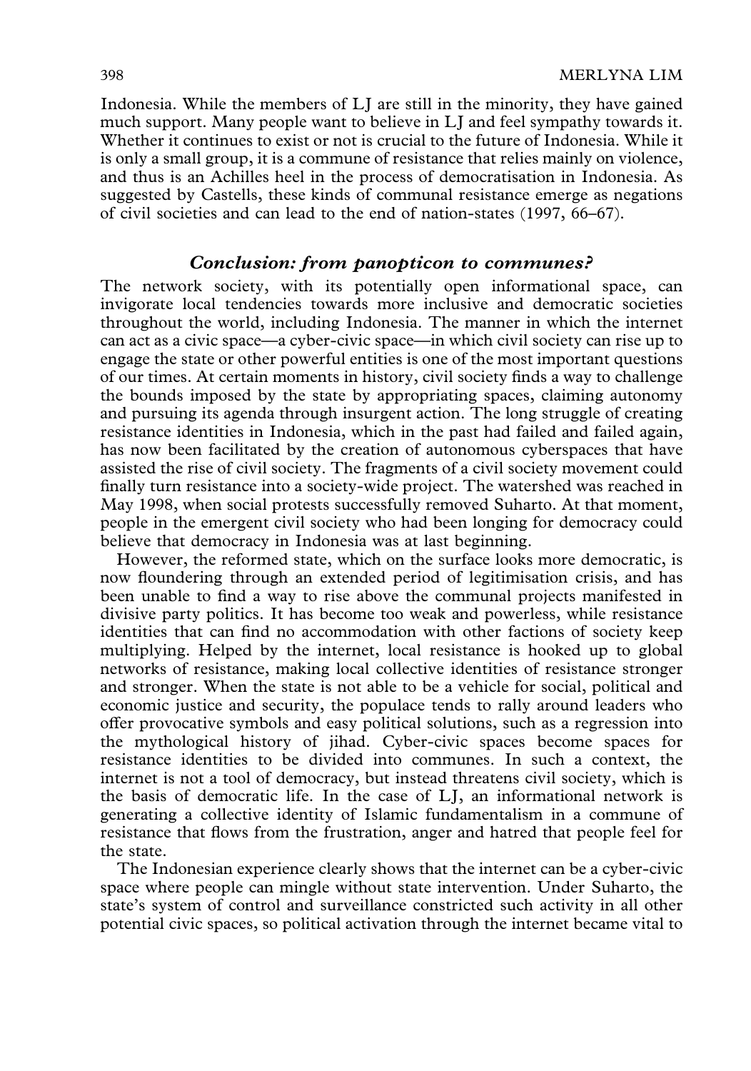Indonesia. While the members of LJ are still in the minority, they have gained much support. Many people want to believe in LJ and feel sympathy towards it. Whether it continues to exist or not is crucial to the future of Indonesia. While it is only a small group, it is a commune of resistance that relies mainly on violence, and thus is an Achilles heel in the process of democratisation in Indonesia. As suggested by Castells, these kinds of communal resistance emerge as negations of civil societies and can lead to the end of nation-states (1997, 66–67).

## *Conclusion: from panopticon to communes?*

The network society, with its potentially open informational space, can invigorate local tendencies towards more inclusive and democratic societies throughout the world, including Indonesia. The manner in which the internet can act as a civic space—a cyber-civic space—in which civil society can rise up to engage the state or other powerful entities is one of the most important questions of our times. At certain moments in history, civil society finds a way to challenge the bounds imposed by the state by appropriating spaces, claiming autonomy and pursuing its agenda through insurgent action. The long struggle of creating resistance identities in Indonesia, which in the past had failed and failed again, has now been facilitated by the creation of autonomous cyberspaces that have assisted the rise of civil society. The fragments of a civil society movement could finally turn resistance into a society-wide project. The watershed was reached in May 1998, when social protests successfully removed Suharto. At that moment, people in the emergent civil society who had been longing for democracy could believe that democracy in Indonesia was at last beginning.

However, the reformed state, which on the surface looks more democratic, is now floundering through an extended period of legitimisation crisis, and has been unable to find a way to rise above the communal projects manifested in divisive party politics. It has become too weak and powerless, while resistance identities that can find no accommodation with other factions of society keep multiplying. Helped by the internet, local resistance is hooked up to global networks of resistance, making local collective identities of resistance stronger and stronger. When the state is not able to be a vehicle for social, political and economic justice and security, the populace tends to rally around leaders who offer provocative symbols and easy political solutions, such as a regression into the mythological history of jihad. Cyber-civic spaces become spaces for resistance identities to be divided into communes. In such a context, the internet is not a tool of democracy, but instead threatens civil society, which is the basis of democratic life. In the case of LJ, an informational network is generating a collective identity of Islamic fundamentalism in a commune of resistance that flows from the frustration, anger and hatred that people feel for the state.

The Indonesian experience clearly shows that the internet can be a cyber-civic space where people can mingle without state intervention. Under Suharto, the state's system of control and surveillance constricted such activity in all other potential civic spaces, so political activation through the internet became vital to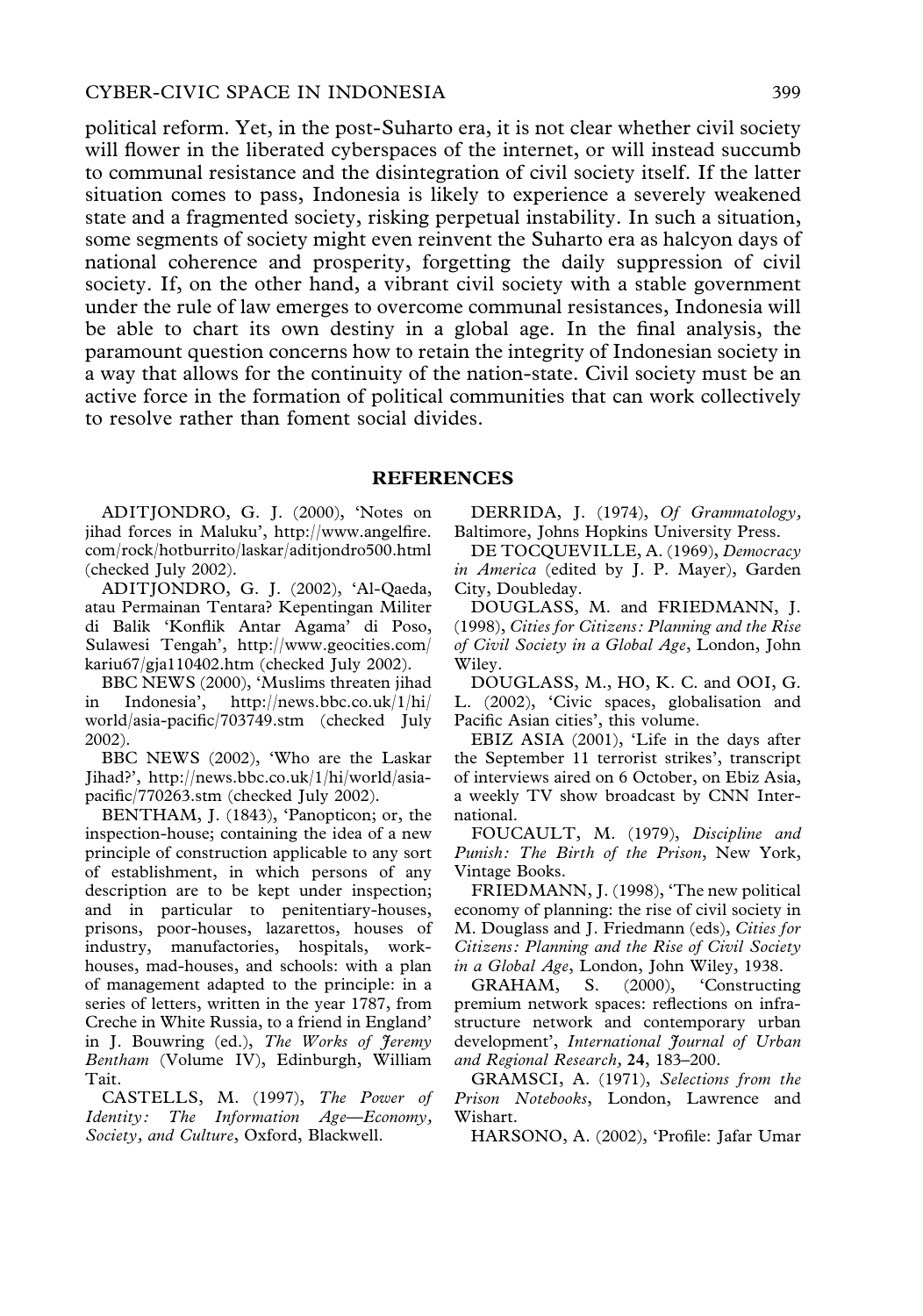political reform. Yet, in the post-Suharto era, it is not clear whether civil society will flower in the liberated cyberspaces of the internet, or will instead succumb to communal resistance and the disintegration of civil society itself. If the latter situation comes to pass, Indonesia is likely to experience a severely weakened state and a fragmented society, risking perpetual instability. In such a situation, some segments of society might even reinvent the Suharto era as halcyon days of national coherence and prosperity, forgetting the daily suppression of civil society. If, on the other hand, a vibrant civil society with a stable government under the rule of law emerges to overcome communal resistances, Indonesia will be able to chart its own destiny in a global age. In the final analysis, the paramount question concerns how to retain the integrity of Indonesian society in a way that allows for the continuity of the nation-state. Civil society must be an active force in the formation of political communities that can work collectively to resolve rather than foment social divides.

## REFERENCES

ADITJONDRO, G. J. (2000), 'Notes on jihad forces in Maluku', http://www.angelfire.com/rock/hotburrito/laskar/aditjondro500.html (checked July 2002).

ADITJONDRO, G. J. (2002), 'Al-Qaeda, atau Permainan Tentara? Kepentingan Militer di Balik 'Konflik Antar Agama' di Poso, Sulawesi Tengah', http://www.geocities.com/kariu67/gja110402.htm (checked July 2002).

BBC NEWS (2000), 'Muslims threaten jihad in Indonesia', http://news.bbc.co.uk/1/hi/world/asia-pacific/703749.stm (checked July 2002).

BBC NEWS (2002), 'Who are the Laskar Jihad?', http://news.bbc.co.uk/1/hi/world/asia-pacific/770263.stm (checked July 2002).

BENTHAM, J. (1843), 'Panopticon; or, the inspection-house; containing the idea of a new principle of construction applicable to any sort of establishment, in which persons of any description are to be kept under inspection; and in particular to penitentiary-houses, prisons, poor-houses, lazarettos, houses of industry, manufactories, hospitals, work-houses, mad-houses, and schools: with a plan of management adapted to the principle: in a series of letters, written in the year 1787, from Creche in White Russia, to a friend in England' in J. Bouwring (ed.), *The Works of Jeremy Bentham* (Volume IV), Edinburgh, William Tait.

CASTELLS, M. (1997), *The Power of Identity: The Information Age—Economy, Society, and Culture*, Oxford, Blackwell.

DERRIDA, J. (1974), *Of Grammatology*, Baltimore, Johns Hopkins University Press.

DE TOCQUEVILLE, A. (1969), *Democracy in America* (edited by J. P. Mayer), Garden City, Doubleday.

DOUGLASS, M. and FRIEDMANN, J. (1998), *Cities for Citizens: Planning and the Rise of Civil Society in a Global Age*, London, John Wiley.

DOUGLASS, M., HO, K. C. and OOI, G. L. (2002), 'Civic spaces, globalisation and Pacific Asian cities', this volume.

EBIZ ASIA (2001), 'Life in the days after the September 11 terrorist strikes', transcript of interviews aired on 6 October, on Ebiz Asia, a weekly TV show broadcast by CNN International.

FOUCAULT, M. (1979), *Discipline and Punish: The Birth of the Prison*, New York, Vintage Books.

FRIEDMANN, J. (1998), 'The new political economy of planning: the rise of civil society in M. Douglass and J. Friedmann (eds), *Cities for Citizens: Planning and the Rise of Civil Society in a Global Age*, London, John Wiley, 1938.

GRAHAM, S. (2000), 'Constructing premium network spaces: reflections on infrastructure network and contemporary urban development', *International Journal of Urban and Regional Research,* **24**, 183–200.

GRAMSCI, A. (1971), *Selections from the Prison Notebooks*, London, Lawrence and Wishart.

HARSONO, A. (2002), 'Profile: Jafar Umar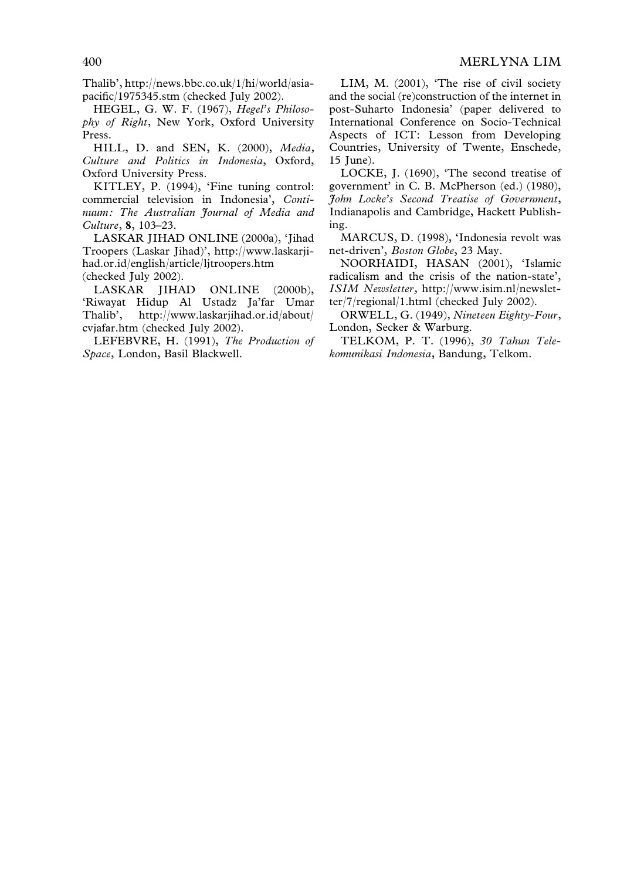Thalib', http://news.bbc.co.uk/1/hi/world/asia-pacific/1975345.stm (checked July 2002).

HEGEL, G. W. F. (1967), *Hegel's Philosophy of Right*, New York, Oxford University Press.

HILL, D. and SEN, K. (2000), *Media, Culture and Politics in Indonesia*, Oxford, Oxford University Press.

KITLEY, P. (1994), 'Fine tuning control: commercial television in Indonesia', *Continuum: The Australian Journal of Media and Culture*, **8**, 103–23.

LASKAR JIHAD ONLINE (2000a), 'Jihad Troopers (Laskar Jihad)', http://www.laskarjihad.or.id/english/article/ljtroopers.htm (checked July 2002).

LASKAR JIHAD ONLINE (2000b), 'Riwayat Hidup Al Ustadz Ja'far Umar Thalib', http://www.laskarjihad.or.id/about/cvjafar.htm (checked July 2002).

LEFEBVRE, H. (1991), *The Production of Space*, London, Basil Blackwell.

LIM, M. (2001), 'The rise of civil society and the social (re)construction of the internet in post-Suharto Indonesia' (paper delivered to International Conference on Socio-Technical Aspects of ICT: Lesson from Developing Countries, University of Twente, Enschede, 15 June).

LOCKE, J. (1690), 'The second treatise of government' in C. B. McPherson (ed.) (1980), *John Locke's Second Treatise of Government*, Indianapolis and Cambridge, Hackett Publishing.

MARCUS, D. (1998), 'Indonesia revolt was net-driven', *Boston Globe*, 23 May.

NOORHAIDI, HASAN (2001), 'Islamic radicalism and the crisis of the nation-state', *ISIM Newsletter,* http://www.isim.nl/newsletter/7/regional/1.html (checked July 2002).

ORWELL, G. (1949), *Nineteen Eighty-Four*, London, Secker & Warburg.

TELKOM, P. T. (1996), *30 Tahun Telekomunikasi Indonesia*, Bandung, Telkom.